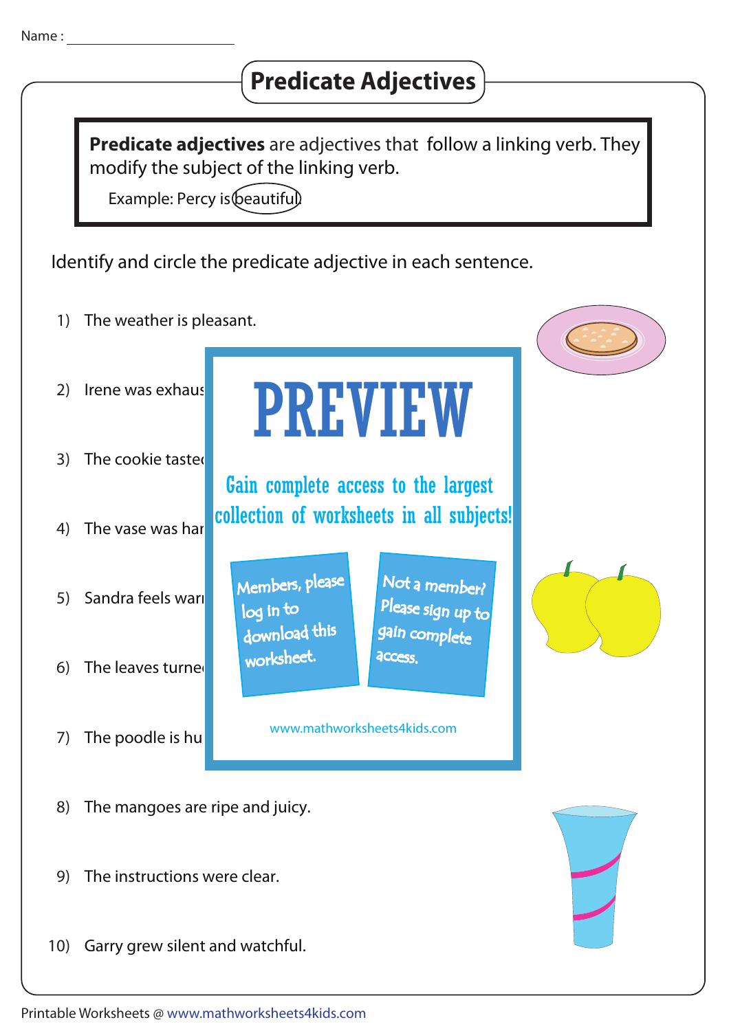Name : ____________________

# Predicate Adjectives

**Predicate adjectives** are adjectives that follow a linking verb. They modify the subject of the linking verb.

Example: Percy is beautiful.

Identify and circle the predicate adjective in each sentence.

1) The weather is pleasant.

2) Irene was exhaus

3) The cookie taste

4) The vase was har

5) Sandra feels war

6) The leaves turne

7) The poodle is hu

8) The mangoes are ripe and juicy.

9) The instructions were clear.

10) Garry grew silent and watchful.

PREVIEW

Gain complete access to the largest collection of worksheets in all subjects!

Members, please log in to download this worksheet.

Not a member? Please sign up to gain complete access.

www.mathworksheets4kids.com

Printable Worksheets @ www.mathworksheets4kids.com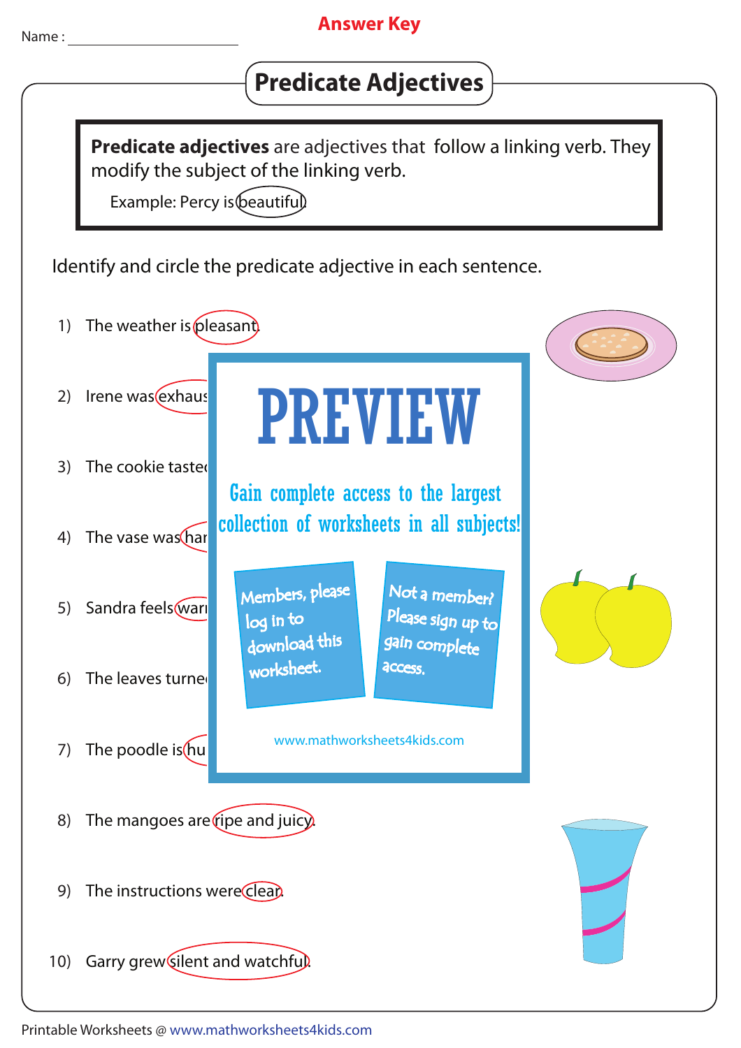Name : ____________________

**Answer Key**

# Predicate Adjectives

**Predicate adjectives** are adjectives that follow a linking verb. They modify the subject of the linking verb.

Example: Percy is beautiful.

Identify and circle the predicate adjective in each sentence.

1) The weather is pleasant.

2) Irene was exhaus

3) The cookie taste

4) The vase was har

5) Sandra feels war

6) The leaves turne

7) The poodle is hu

8) The mangoes are ripe and juicy.

9) The instructions were clear.

10) Garry grew silent and watchful.

PREVIEW

Gain complete access to the largest collection of worksheets in all subjects!

Members, please log in to download this worksheet.

Not a member? Please sign up to gain complete access.

www.mathworksheets4kids.com

Printable Worksheets @ www.mathworksheets4kids.com